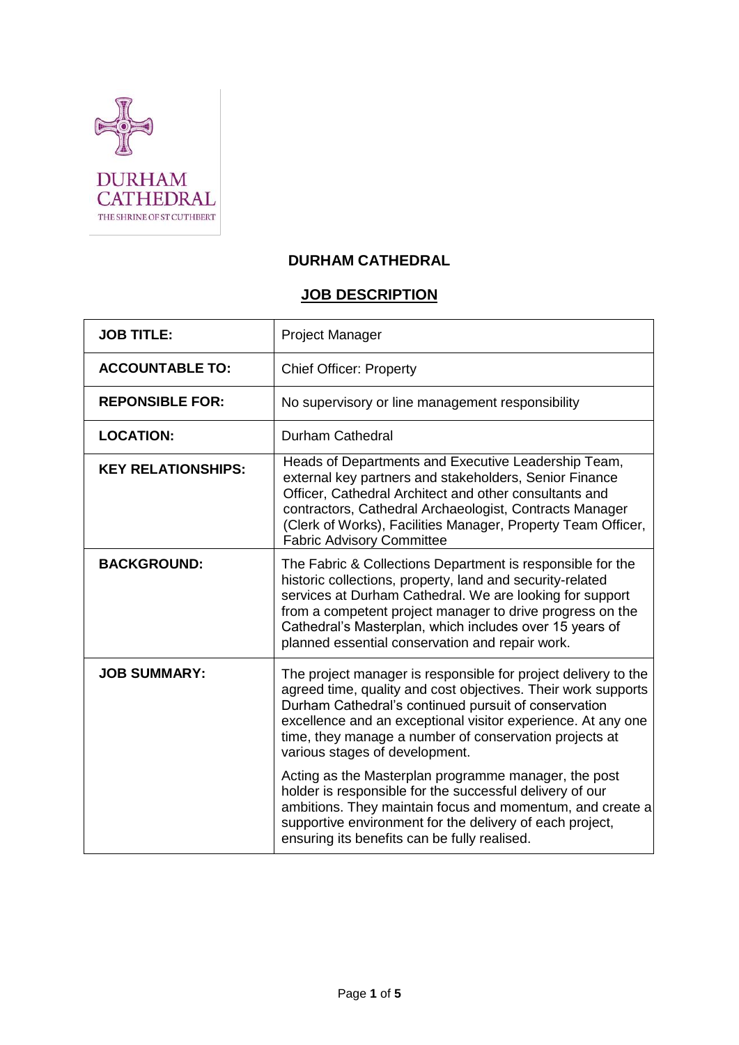# DURHAM CATHEDRAL

## JOB DESCRIPTION

| | |
|---|---|
| **JOB TITLE:** | Project Manager |
| **ACCOUNTABLE TO:** | Chief Officer: Property |
| **REPONSIBLE FOR:** | No supervisory or line management responsibility |
| **LOCATION:** | Durham Cathedral |
| **KEY RELATIONSHIPS:** | Heads of Departments and Executive Leadership Team, external key partners and stakeholders, Senior Finance Officer, Cathedral Architect and other consultants and contractors, Cathedral Archaeologist, Contracts Manager (Clerk of Works), Facilities Manager, Property Team Officer, Fabric Advisory Committee |
| **BACKGROUND:** | The Fabric & Collections Department is responsible for the historic collections, property, land and security-related services at Durham Cathedral. We are looking for support from a competent project manager to drive progress on the Cathedral's Masterplan, which includes over 15 years of planned essential conservation and repair work. |
| **JOB SUMMARY:** | The project manager is responsible for project delivery to the agreed time, quality and cost objectives. Their work supports Durham Cathedral's continued pursuit of conservation excellence and an exceptional visitor experience. At any one time, they manage a number of conservation projects at various stages of development.<br><br>Acting as the Masterplan programme manager, the post holder is responsible for the successful delivery of our ambitions. They maintain focus and momentum, and create a supportive environment for the delivery of each project, ensuring its benefits can be fully realised. |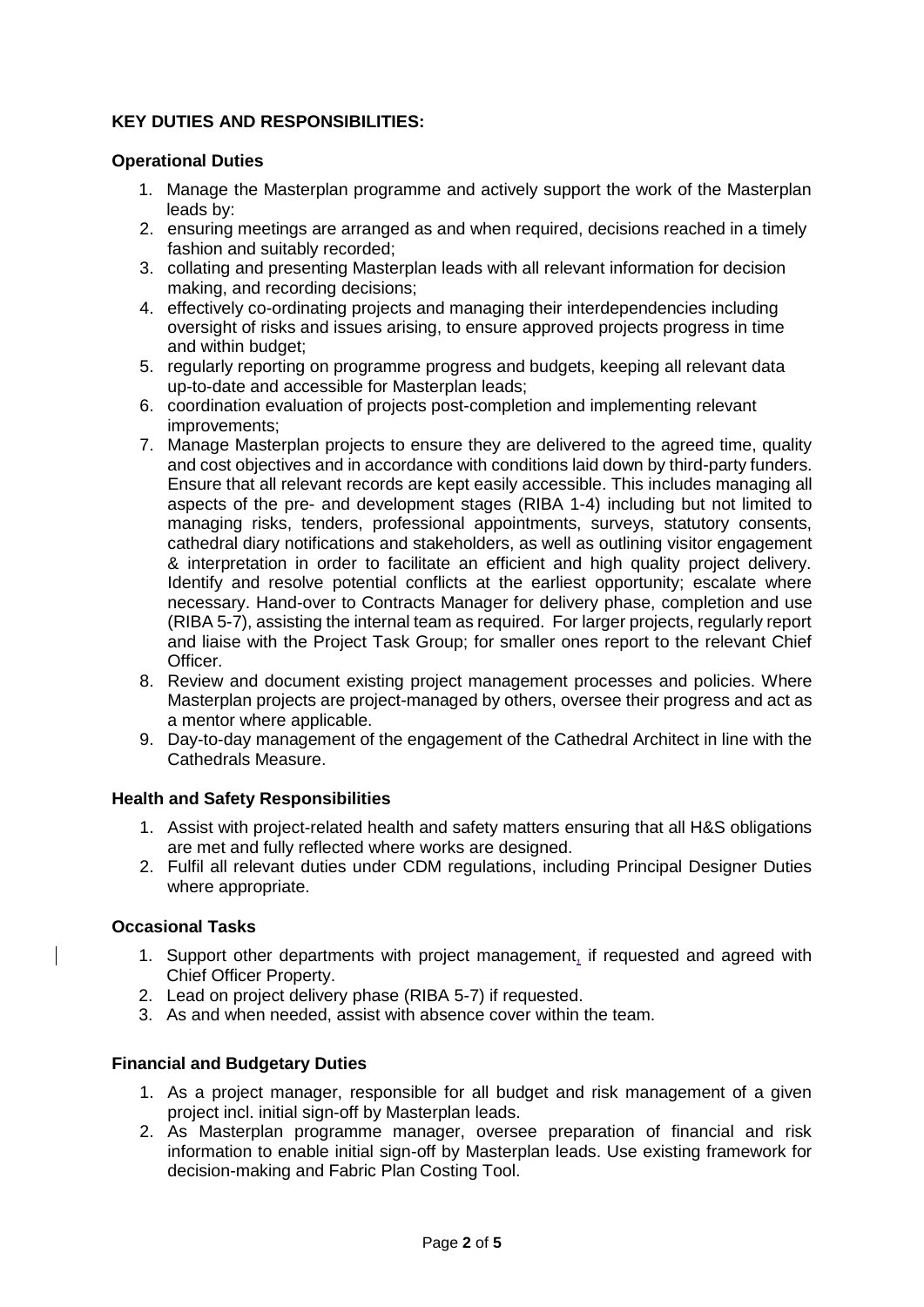**KEY DUTIES AND RESPONSIBILITIES:**

**Operational Duties**

1. Manage the Masterplan programme and actively support the work of the Masterplan leads by:
2. ensuring meetings are arranged as and when required, decisions reached in a timely fashion and suitably recorded;
3. collating and presenting Masterplan leads with all relevant information for decision making, and recording decisions;
4. effectively co-ordinating projects and managing their interdependencies including oversight of risks and issues arising, to ensure approved projects progress in time and within budget;
5. regularly reporting on programme progress and budgets, keeping all relevant data up-to-date and accessible for Masterplan leads;
6. coordination evaluation of projects post-completion and implementing relevant improvements;
7. Manage Masterplan projects to ensure they are delivered to the agreed time, quality and cost objectives and in accordance with conditions laid down by third-party funders. Ensure that all relevant records are kept easily accessible. This includes managing all aspects of the pre- and development stages (RIBA 1-4) including but not limited to managing risks, tenders, professional appointments, surveys, statutory consents, cathedral diary notifications and stakeholders, as well as outlining visitor engagement & interpretation in order to facilitate an efficient and high quality project delivery. Identify and resolve potential conflicts at the earliest opportunity; escalate where necessary. Hand-over to Contracts Manager for delivery phase, completion and use (RIBA 5-7), assisting the internal team as required. For larger projects, regularly report and liaise with the Project Task Group; for smaller ones report to the relevant Chief Officer.
8. Review and document existing project management processes and policies. Where Masterplan projects are project-managed by others, oversee their progress and act as a mentor where applicable.
9. Day-to-day management of the engagement of the Cathedral Architect in line with the Cathedrals Measure.

**Health and Safety Responsibilities**

1. Assist with project-related health and safety matters ensuring that all H&S obligations are met and fully reflected where works are designed.
2. Fulfil all relevant duties under CDM regulations, including Principal Designer Duties where appropriate.

**Occasional Tasks**

1. Support other departments with project management, if requested and agreed with Chief Officer Property.
2. Lead on project delivery phase (RIBA 5-7) if requested.
3. As and when needed, assist with absence cover within the team.

**Financial and Budgetary Duties**

1. As a project manager, responsible for all budget and risk management of a given project incl. initial sign-off by Masterplan leads.
2. As Masterplan programme manager, oversee preparation of financial and risk information to enable initial sign-off by Masterplan leads. Use existing framework for decision-making and Fabric Plan Costing Tool.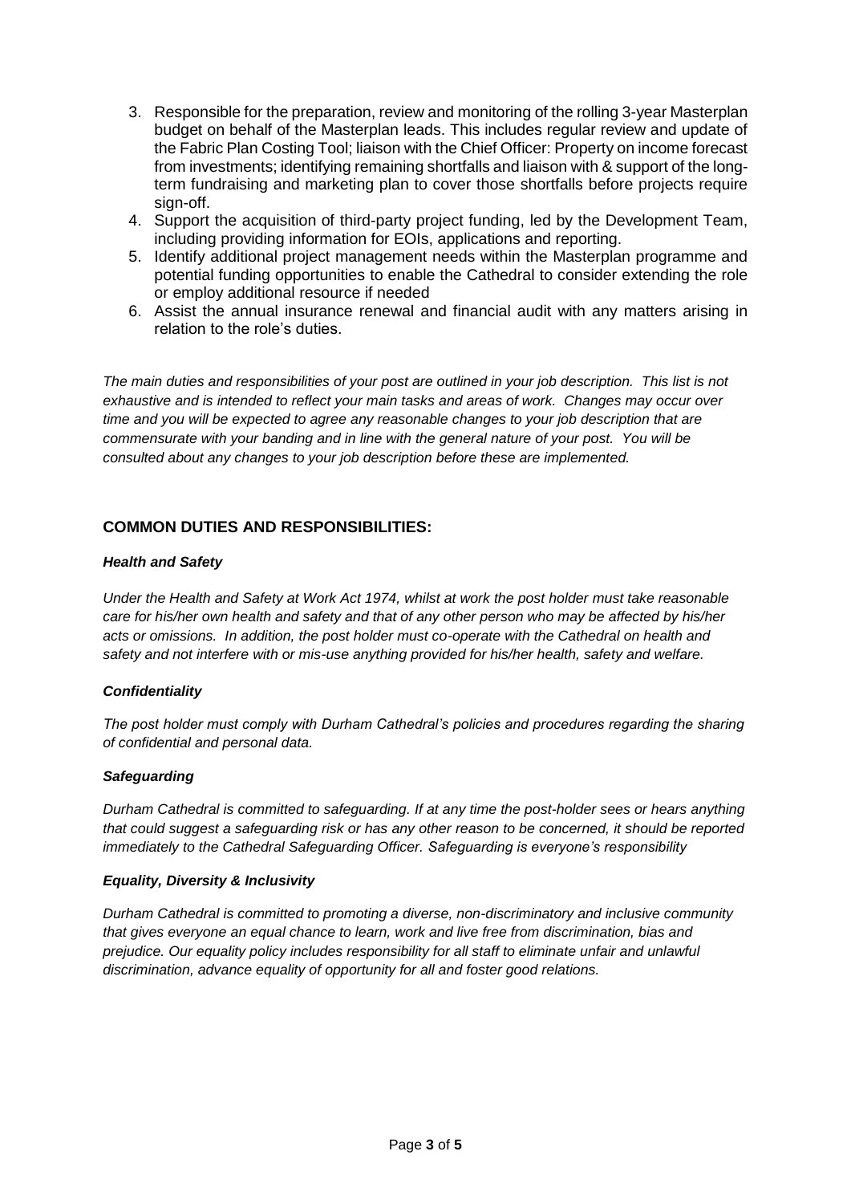3. Responsible for the preparation, review and monitoring of the rolling 3-year Masterplan budget on behalf of the Masterplan leads. This includes regular review and update of the Fabric Plan Costing Tool; liaison with the Chief Officer: Property on income forecast from investments; identifying remaining shortfalls and liaison with & support of the long-term fundraising and marketing plan to cover those shortfalls before projects require sign-off.
4. Support the acquisition of third-party project funding, led by the Development Team, including providing information for EOIs, applications and reporting.
5. Identify additional project management needs within the Masterplan programme and potential funding opportunities to enable the Cathedral to consider extending the role or employ additional resource if needed
6. Assist the annual insurance renewal and financial audit with any matters arising in relation to the role's duties.

*The main duties and responsibilities of your post are outlined in your job description. This list is not exhaustive and is intended to reflect your main tasks and areas of work. Changes may occur over time and you will be expected to agree any reasonable changes to your job description that are commensurate with your banding and in line with the general nature of your post. You will be consulted about any changes to your job description before these are implemented.*

## COMMON DUTIES AND RESPONSIBILITIES:

***Health and Safety***

*Under the Health and Safety at Work Act 1974, whilst at work the post holder must take reasonable care for his/her own health and safety and that of any other person who may be affected by his/her acts or omissions. In addition, the post holder must co-operate with the Cathedral on health and safety and not interfere with or mis-use anything provided for his/her health, safety and welfare.*

***Confidentiality***

*The post holder must comply with Durham Cathedral's policies and procedures regarding the sharing of confidential and personal data.*

***Safeguarding***

*Durham Cathedral is committed to safeguarding. If at any time the post-holder sees or hears anything that could suggest a safeguarding risk or has any other reason to be concerned, it should be reported immediately to the Cathedral Safeguarding Officer. Safeguarding is everyone's responsibility*

***Equality, Diversity & Inclusivity***

*Durham Cathedral is committed to promoting a diverse, non-discriminatory and inclusive community that gives everyone an equal chance to learn, work and live free from discrimination, bias and prejudice. Our equality policy includes responsibility for all staff to eliminate unfair and unlawful discrimination, advance equality of opportunity for all and foster good relations.*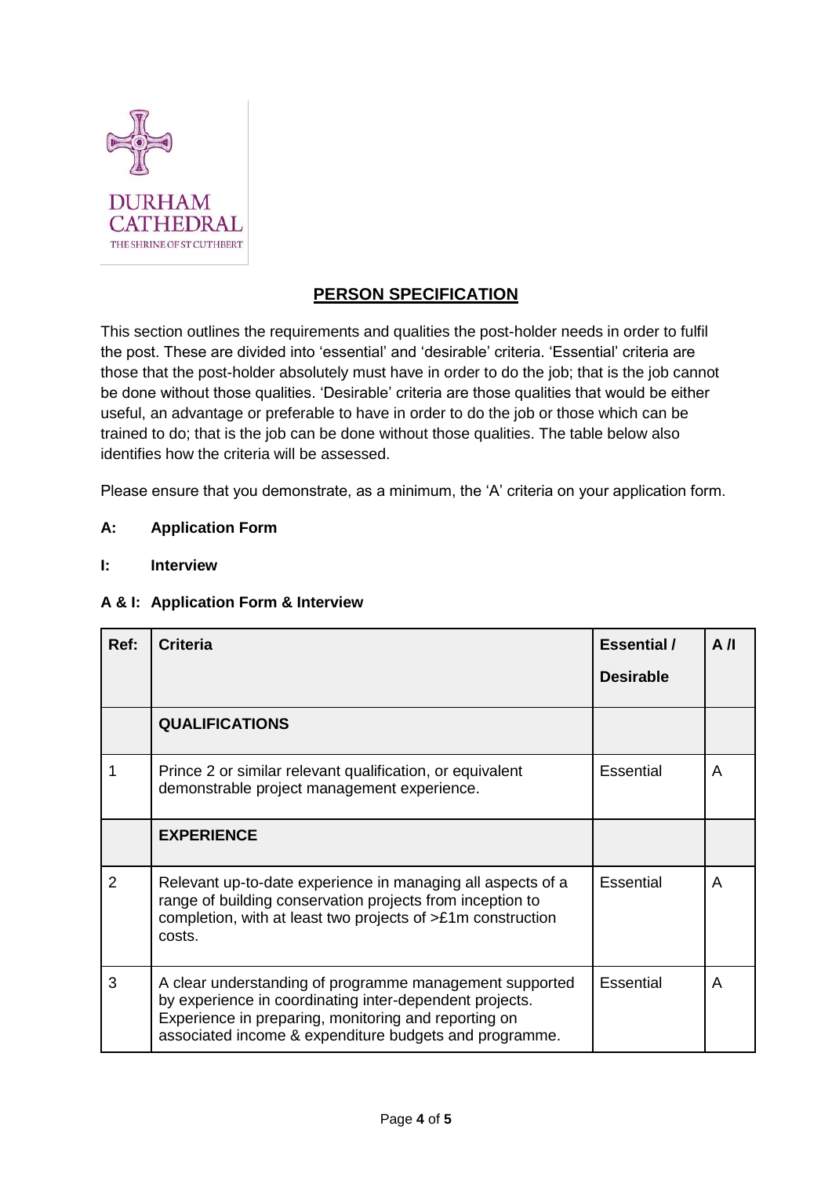DURHAM CATHEDRAL
THE SHRINE OF ST CUTHBERT

## PERSON SPECIFICATION

This section outlines the requirements and qualities the post-holder needs in order to fulfil the post. These are divided into 'essential' and 'desirable' criteria. 'Essential' criteria are those that the post-holder absolutely must have in order to do the job; that is the job cannot be done without those qualities. 'Desirable' criteria are those qualities that would be either useful, an advantage or preferable to have in order to do the job or those which can be trained to do; that is the job can be done without those qualities. The table below also identifies how the criteria will be assessed.

Please ensure that you demonstrate, as a minimum, the 'A' criteria on your application form.

**A:** **Application Form**

**I:** **Interview**

**A & I:** **Application Form & Interview**

| Ref: | Criteria | Essential / Desirable | A /I |
|---|---|---|---|
| | **QUALIFICATIONS** | | |
| 1 | Prince 2 or similar relevant qualification, or equivalent demonstrable project management experience. | Essential | A |
| | **EXPERIENCE** | | |
| 2 | Relevant up-to-date experience in managing all aspects of a range of building conservation projects from inception to completion, with at least two projects of >£1m construction costs. | Essential | A |
| 3 | A clear understanding of programme management supported by experience in coordinating inter-dependent projects. Experience in preparing, monitoring and reporting on associated income & expenditure budgets and programme. | Essential | A |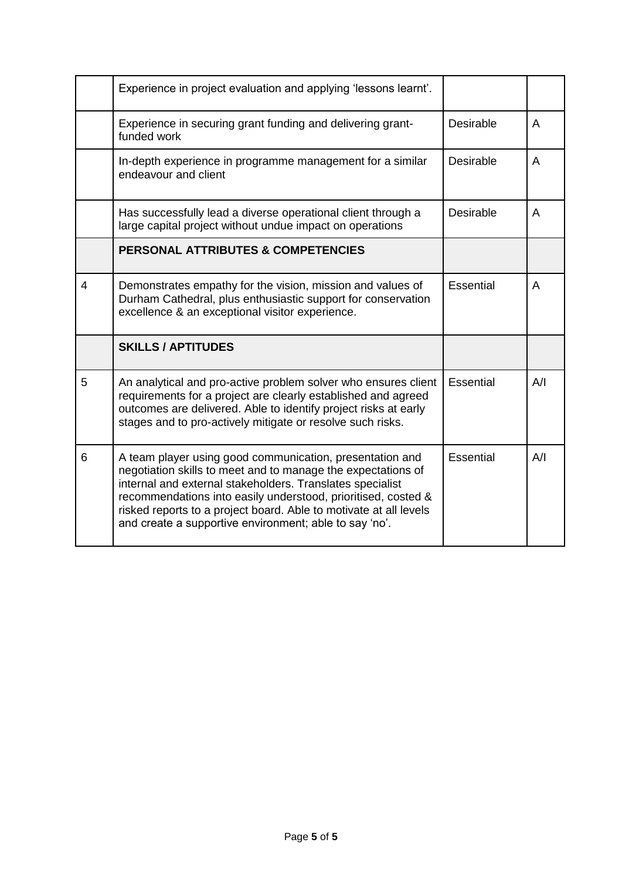| | | | |
|---|---|---|---|
| | Experience in project evaluation and applying 'lessons learnt'. | | |
| | Experience in securing grant funding and delivering grant-funded work | Desirable | A |
| | In-depth experience in programme management for a similar endeavour and client | Desirable | A |
| | Has successfully lead a diverse operational client through a large capital project without undue impact on operations | Desirable | A |
| | **PERSONAL ATTRIBUTES & COMPETENCIES** | | |
| 4 | Demonstrates empathy for the vision, mission and values of Durham Cathedral, plus enthusiastic support for conservation excellence & an exceptional visitor experience. | Essential | A |
| | **SKILLS / APTITUDES** | | |
| 5 | An analytical and pro-active problem solver who ensures client requirements for a project are clearly established and agreed outcomes are delivered. Able to identify project risks at early stages and to pro-actively mitigate or resolve such risks. | Essential | A/I |
| 6 | A team player using good communication, presentation and negotiation skills to meet and to manage the expectations of internal and external stakeholders. Translates specialist recommendations into easily understood, prioritised, costed & risked reports to a project board. Able to motivate at all levels and create a supportive environment; able to say 'no'. | Essential | A/I |